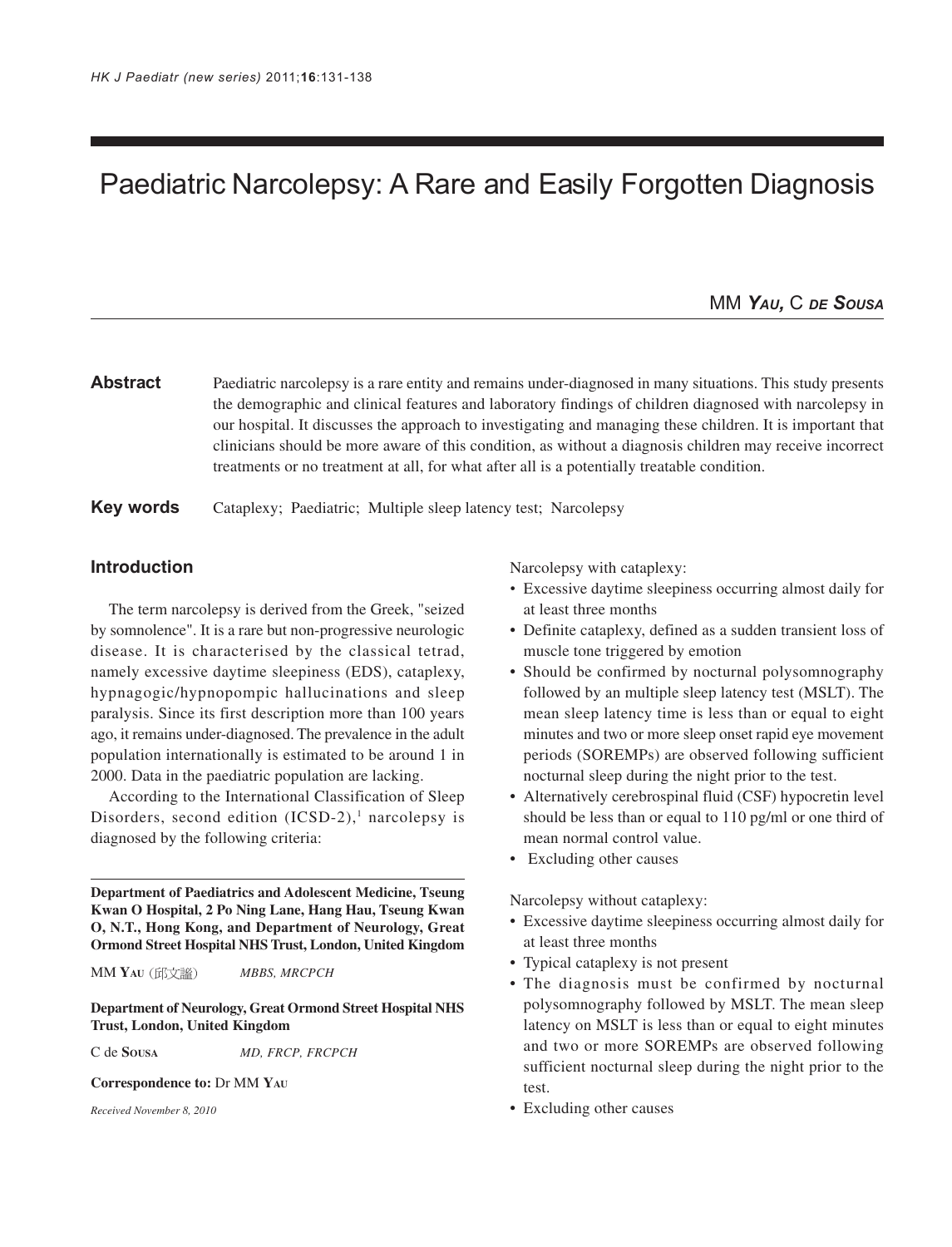# Paediatric Narcolepsy: A Rare and Easily Forgotten Diagnosis

MM **Yau**, C **de Sousa**

**Abstract** Paediatric narcolepsy is a rare entity and remains under-diagnosed in many situations. This study presents the demographic and clinical features and laboratory findings of children diagnosed with narcolepsy in our hospital. It discusses the approach to investigating and managing these children. It is important that clinicians should be more aware of this condition, as without a diagnosis children may receive incorrect treatments or no treatment at all, for what after all is a potentially treatable condition.

**Key words** Cataplexy; Paediatric; Multiple sleep latency test; Narcolepsy

## Introduction

The term narcolepsy is derived from the Greek, "seized by somnolence". It is a rare but non-progressive neurologic disease. It is characterised by the classical tetrad, namely excessive daytime sleepiness (EDS), cataplexy, hypnagogic/hypnopompic hallucinations and sleep paralysis. Since its first description more than 100 years ago, it remains under-diagnosed. The prevalence in the adult population internationally is estimated to be around 1 in 2000. Data in the paediatric population are lacking.

According to the International Classification of Sleep Disorders, second edition (ICSD-2),[1] narcolepsy is diagnosed by the following criteria:

Narcolepsy with cataplexy:

- Excessive daytime sleepiness occurring almost daily for at least three months
- Definite cataplexy, defined as a sudden transient loss of muscle tone triggered by emotion
- Should be confirmed by nocturnal polysomnography followed by an multiple sleep latency test (MSLT). The mean sleep latency time is less than or equal to eight minutes and two or more sleep onset rapid eye movement periods (SOREMPs) are observed following sufficient nocturnal sleep during the night prior to the test.
- Alternatively cerebrospinal fluid (CSF) hypocretin level should be less than or equal to 110 pg/ml or one third of mean normal control value.
- Excluding other causes

Narcolepsy without cataplexy:

- Excessive daytime sleepiness occurring almost daily for at least three months
- Typical cataplexy is not present
- The diagnosis must be confirmed by nocturnal polysomnography followed by MSLT. The mean sleep latency on MSLT is less than or equal to eight minutes and two or more SOREMPs are observed following sufficient nocturnal sleep during the night prior to the test.
- Excluding other causes

**Department of Paediatrics and Adolescent Medicine, Tseung Kwan O Hospital, 2 Po Ning Lane, Hang Hau, Tseung Kwan O, N.T., Hong Kong, and Department of Neurology, Great Ormond Street Hospital NHS Trust, London, United Kingdom**

MM **Yau** (邱文謐) *MBBS, MRCPCH*

**Department of Neurology, Great Ormond Street Hospital NHS Trust, London, United Kingdom**

C de **Sousa** *MD, FRCP, FRCPCH*

**Correspondence to:** Dr MM **Yau**

*Received November 8, 2010*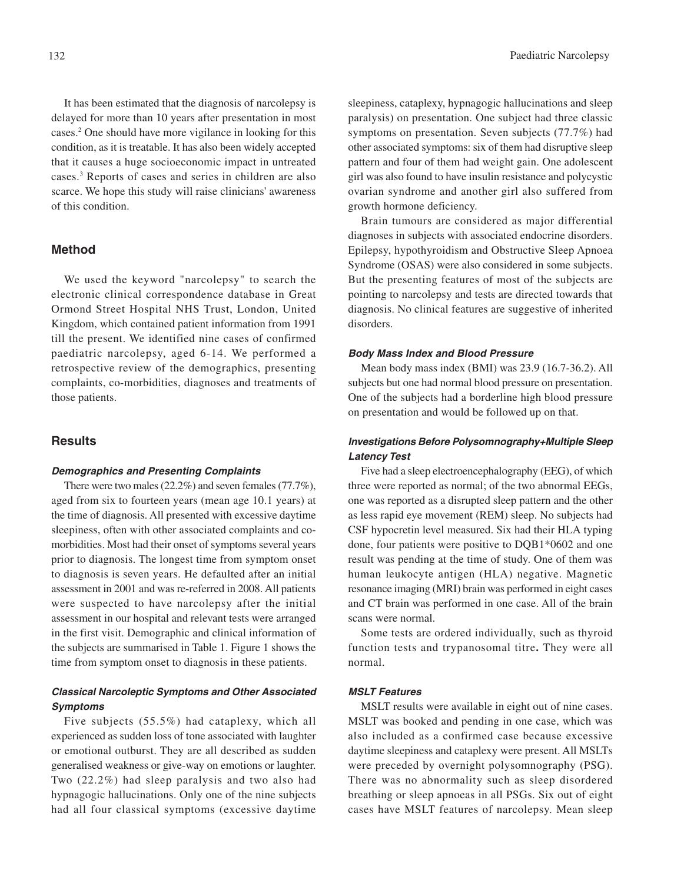It has been estimated that the diagnosis of narcolepsy is delayed for more than 10 years after presentation in most cases.[2] One should have more vigilance in looking for this condition, as it is treatable. It has also been widely accepted that it causes a huge socioeconomic impact in untreated cases.[3] Reports of cases and series in children are also scarce. We hope this study will raise clinicians' awareness of this condition.

## Method

We used the keyword "narcolepsy" to search the electronic clinical correspondence database in Great Ormond Street Hospital NHS Trust, London, United Kingdom, which contained patient information from 1991 till the present. We identified nine cases of confirmed paediatric narcolepsy, aged 6-14. We performed a retrospective review of the demographics, presenting complaints, co-morbidities, diagnoses and treatments of those patients.

## Results

### *Demographics and Presenting Complaints*

There were two males (22.2%) and seven females (77.7%), aged from six to fourteen years (mean age 10.1 years) at the time of diagnosis. All presented with excessive daytime sleepiness, often with other associated complaints and co-morbidities. Most had their onset of symptoms several years prior to diagnosis. The longest time from symptom onset to diagnosis is seven years. He defaulted after an initial assessment in 2001 and was re-referred in 2008. All patients were suspected to have narcolepsy after the initial assessment in our hospital and relevant tests were arranged in the first visit. Demographic and clinical information of the subjects are summarised in Table 1. Figure 1 shows the time from symptom onset to diagnosis in these patients.

### *Classical Narcoleptic Symptoms and Other Associated Symptoms*

Five subjects (55.5%) had cataplexy, which all experienced as sudden loss of tone associated with laughter or emotional outburst. They are all described as sudden generalised weakness or give-way on emotions or laughter. Two (22.2%) had sleep paralysis and two also had hypnagogic hallucinations. Only one of the nine subjects had all four classical symptoms (excessive daytime sleepiness, cataplexy, hypnagogic hallucinations and sleep paralysis) on presentation. One subject had three classic symptoms on presentation. Seven subjects (77.7%) had other associated symptoms: six of them had disruptive sleep pattern and four of them had weight gain. One adolescent girl was also found to have insulin resistance and polycystic ovarian syndrome and another girl also suffered from growth hormone deficiency.

Brain tumours are considered as major differential diagnoses in subjects with associated endocrine disorders. Epilepsy, hypothyroidism and Obstructive Sleep Apnoea Syndrome (OSAS) were also considered in some subjects. But the presenting features of most of the subjects are pointing to narcolepsy and tests are directed towards that diagnosis. No clinical features are suggestive of inherited disorders.

### *Body Mass Index and Blood Pressure*

Mean body mass index (BMI) was 23.9 (16.7-36.2). All subjects but one had normal blood pressure on presentation. One of the subjects had a borderline high blood pressure on presentation and would be followed up on that.

### *Investigations Before Polysomnography+Multiple Sleep Latency Test*

Five had a sleep electroencephalography (EEG), of which three were reported as normal; of the two abnormal EEGs, one was reported as a disrupted sleep pattern and the other as less rapid eye movement (REM) sleep. No subjects had CSF hypocretin level measured. Six had their HLA typing done, four patients were positive to DQB1*0602 and one result was pending at the time of study. One of them was human leukocyte antigen (HLA) negative. Magnetic resonance imaging (MRI) brain was performed in eight cases and CT brain was performed in one case. All of the brain scans were normal.

Some tests are ordered individually, such as thyroid function tests and trypanosomal titre**.** They were all normal.

### *MSLT Features*

MSLT results were available in eight out of nine cases. MSLT was booked and pending in one case, which was also included as a confirmed case because excessive daytime sleepiness and cataplexy were present. All MSLTs were preceded by overnight polysomnography (PSG). There was no abnormality such as sleep disordered breathing or sleep apnoeas in all PSGs. Six out of eight cases have MSLT features of narcolepsy. Mean sleep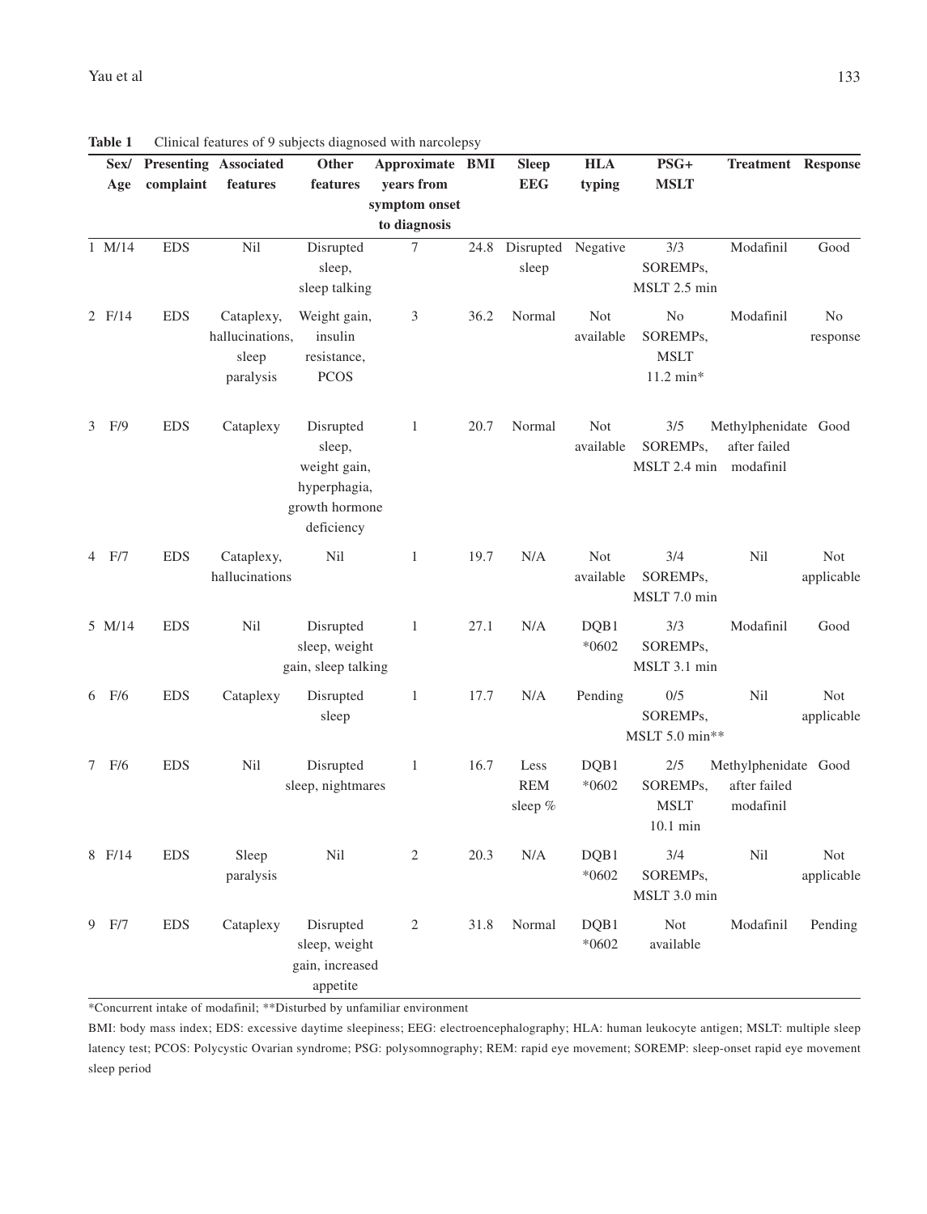**Table 1** Clinical features of 9 subjects diagnosed with narcolepsy

| | Sex/ Age | Presenting complaint | Associated features | Other features | Approximate years from symptom onset to diagnosis | BMI | Sleep EEG | HLA typing | PSG+ MSLT | Treatment | Response |
|---|---|---|---|---|---|---|---|---|---|---|---|
| 1 | M/14 | EDS | Nil | Disrupted sleep, sleep talking | 7 | 24.8 | Disrupted sleep | Negative | 3/3 SOREMPs, MSLT 2.5 min | Modafinil | Good |
| 2 | F/14 | EDS | Cataplexy, hallucinations, sleep paralysis | Weight gain, insulin resistance, PCOS | 3 | 36.2 | Normal | Not available | No SOREMPs, MSLT 11.2 min* | Modafinil | No response |
| 3 | F/9 | EDS | Cataplexy | Disrupted sleep, weight gain, hyperphagia, growth hormone deficiency | 1 | 20.7 | Normal | Not available | 3/5 SOREMPs, MSLT 2.4 min | Methylphenidate after failed modafinil | Good |
| 4 | F/7 | EDS | Cataplexy, hallucinations | Nil | 1 | 19.7 | N/A | Not available | 3/4 SOREMPs, MSLT 7.0 min | Nil | Not applicable |
| 5 | M/14 | EDS | Nil | Disrupted sleep, weight gain, sleep talking | 1 | 27.1 | N/A | DQB1 *0602 | 3/3 SOREMPs, MSLT 3.1 min | Modafinil | Good |
| 6 | F/6 | EDS | Cataplexy | Disrupted sleep | 1 | 17.7 | N/A | Pending | 0/5 SOREMPs, MSLT 5.0 min** | Nil | Not applicable |
| 7 | F/6 | EDS | Nil | Disrupted sleep, nightmares | 1 | 16.7 | Less REM sleep % | DQB1 *0602 | 2/5 SOREMPs, MSLT 10.1 min | Methylphenidate after failed modafinil | Good |
| 8 | F/14 | EDS | Sleep paralysis | Nil | 2 | 20.3 | N/A | DQB1 *0602 | 3/4 SOREMPs, MSLT 3.0 min | Nil | Not applicable |
| 9 | F/7 | EDS | Cataplexy | Disrupted sleep, weight gain, increased appetite | 2 | 31.8 | Normal | DQB1 *0602 | Not available | Modafinil | Pending |

*Concurrent intake of modafinil; **Disturbed by unfamiliar environment

BMI: body mass index; EDS: excessive daytime sleepiness; EEG: electroencephalography; HLA: human leukocyte antigen; MSLT: multiple sleep latency test; PCOS: Polycystic Ovarian syndrome; PSG: polysomnography; REM: rapid eye movement; SOREMP: sleep-onset rapid eye movement sleep period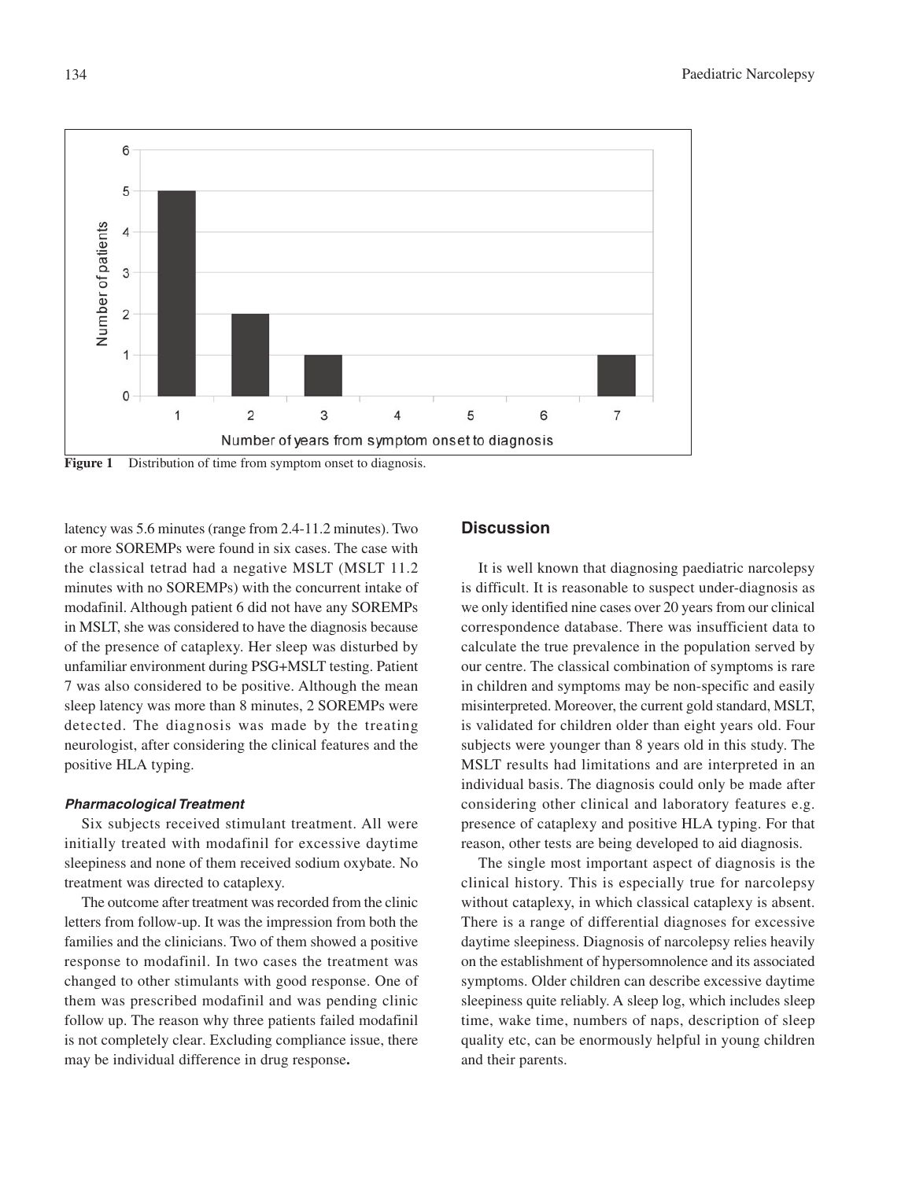Figure 1 Distribution of time from symptom onset to diagnosis.

latency was 5.6 minutes (range from 2.4-11.2 minutes). Two or more SOREMPs were found in six cases. The case with the classical tetrad had a negative MSLT (MSLT 11.2 minutes with no SOREMPs) with the concurrent intake of modafinil. Although patient 6 did not have any SOREMPs in MSLT, she was considered to have the diagnosis because of the presence of cataplexy. Her sleep was disturbed by unfamiliar environment during PSG+MSLT testing. Patient 7 was also considered to be positive. Although the mean sleep latency was more than 8 minutes, 2 SOREMPs were detected. The diagnosis was made by the treating neurologist, after considering the clinical features and the positive HLA typing.

#### *Pharmacological Treatment*

Six subjects received stimulant treatment. All were initially treated with modafinil for excessive daytime sleepiness and none of them received sodium oxybate. No treatment was directed to cataplexy.

The outcome after treatment was recorded from the clinic letters from follow-up. It was the impression from both the families and the clinicians. Two of them showed a positive response to modafinil. In two cases the treatment was changed to other stimulants with good response. One of them was prescribed modafinil and was pending clinic follow up. The reason why three patients failed modafinil is not completely clear. Excluding compliance issue, there may be individual difference in drug response**.**

## Discussion

It is well known that diagnosing paediatric narcolepsy is difficult. It is reasonable to suspect under-diagnosis as we only identified nine cases over 20 years from our clinical correspondence database. There was insufficient data to calculate the true prevalence in the population served by our centre. The classical combination of symptoms is rare in children and symptoms may be non-specific and easily misinterpreted. Moreover, the current gold standard, MSLT, is validated for children older than eight years old. Four subjects were younger than 8 years old in this study. The MSLT results had limitations and are interpreted in an individual basis. The diagnosis could only be made after considering other clinical and laboratory features e.g. presence of cataplexy and positive HLA typing. For that reason, other tests are being developed to aid diagnosis.

The single most important aspect of diagnosis is the clinical history. This is especially true for narcolepsy without cataplexy, in which classical cataplexy is absent. There is a range of differential diagnoses for excessive daytime sleepiness. Diagnosis of narcolepsy relies heavily on the establishment of hypersomnolence and its associated symptoms. Older children can describe excessive daytime sleepiness quite reliably. A sleep log, which includes sleep time, wake time, numbers of naps, description of sleep quality etc, can be enormously helpful in young children and their parents.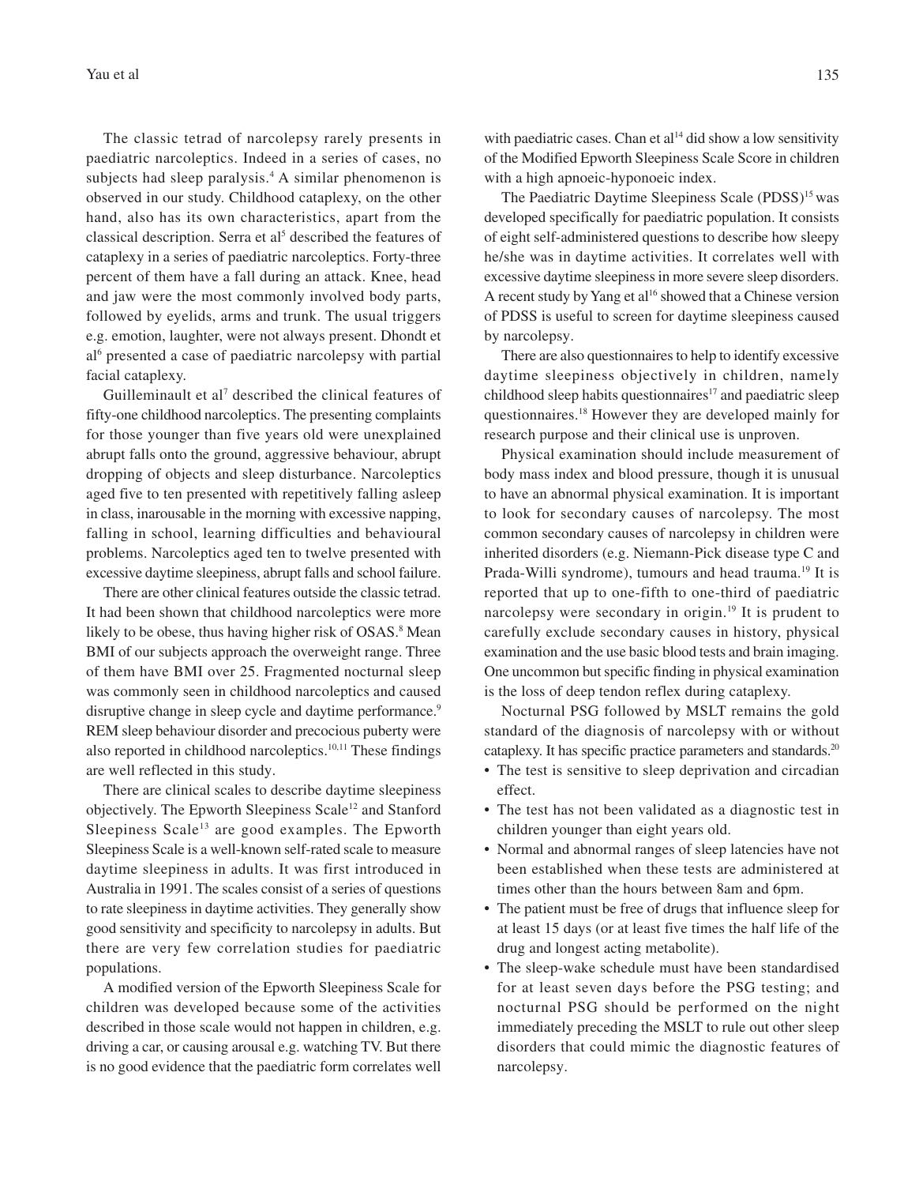The classic tetrad of narcolepsy rarely presents in paediatric narcoleptics. Indeed in a series of cases, no subjects had sleep paralysis.[4] A similar phenomenon is observed in our study. Childhood cataplexy, on the other hand, also has its own characteristics, apart from the classical description. Serra et al[5] described the features of cataplexy in a series of paediatric narcoleptics. Forty-three percent of them have a fall during an attack. Knee, head and jaw were the most commonly involved body parts, followed by eyelids, arms and trunk. The usual triggers e.g. emotion, laughter, were not always present. Dhondt et al[6] presented a case of paediatric narcolepsy with partial facial cataplexy.

Guilleminault et al[7] described the clinical features of fifty-one childhood narcoleptics. The presenting complaints for those younger than five years old were unexplained abrupt falls onto the ground, aggressive behaviour, abrupt dropping of objects and sleep disturbance. Narcoleptics aged five to ten presented with repetitively falling asleep in class, inarousable in the morning with excessive napping, falling in school, learning difficulties and behavioural problems. Narcoleptics aged ten to twelve presented with excessive daytime sleepiness, abrupt falls and school failure.

There are other clinical features outside the classic tetrad. It had been shown that childhood narcoleptics were more likely to be obese, thus having higher risk of OSAS.[8] Mean BMI of our subjects approach the overweight range. Three of them have BMI over 25. Fragmented nocturnal sleep was commonly seen in childhood narcoleptics and caused disruptive change in sleep cycle and daytime performance.[9] REM sleep behaviour disorder and precocious puberty were also reported in childhood narcoleptics.[10,11] These findings are well reflected in this study.

There are clinical scales to describe daytime sleepiness objectively. The Epworth Sleepiness Scale[12] and Stanford Sleepiness Scale[13] are good examples. The Epworth Sleepiness Scale is a well-known self-rated scale to measure daytime sleepiness in adults. It was first introduced in Australia in 1991. The scales consist of a series of questions to rate sleepiness in daytime activities. They generally show good sensitivity and specificity to narcolepsy in adults. But there are very few correlation studies for paediatric populations.

A modified version of the Epworth Sleepiness Scale for children was developed because some of the activities described in those scale would not happen in children, e.g. driving a car, or causing arousal e.g. watching TV. But there is no good evidence that the paediatric form correlates well with paediatric cases. Chan et al[14] did show a low sensitivity of the Modified Epworth Sleepiness Scale Score in children with a high apnoeic-hyponoeic index.

The Paediatric Daytime Sleepiness Scale (PDSS)[15] was developed specifically for paediatric population. It consists of eight self-administered questions to describe how sleepy he/she was in daytime activities. It correlates well with excessive daytime sleepiness in more severe sleep disorders. A recent study by Yang et al[16] showed that a Chinese version of PDSS is useful to screen for daytime sleepiness caused by narcolepsy.

There are also questionnaires to help to identify excessive daytime sleepiness objectively in children, namely childhood sleep habits questionnaires[17] and paediatric sleep questionnaires.[18] However they are developed mainly for research purpose and their clinical use is unproven.

Physical examination should include measurement of body mass index and blood pressure, though it is unusual to have an abnormal physical examination. It is important to look for secondary causes of narcolepsy. The most common secondary causes of narcolepsy in children were inherited disorders (e.g. Niemann-Pick disease type C and Prada-Willi syndrome), tumours and head trauma.[19] It is reported that up to one-fifth to one-third of paediatric narcolepsy were secondary in origin.[19] It is prudent to carefully exclude secondary causes in history, physical examination and the use basic blood tests and brain imaging. One uncommon but specific finding during physical examination is the loss of deep tendon reflex during cataplexy.

Nocturnal PSG followed by MSLT remains the gold standard of the diagnosis of narcolepsy with or without cataplexy. It has specific practice parameters and standards.[20]

- The test is sensitive to sleep deprivation and circadian effect.
- The test has not been validated as a diagnostic test in children younger than eight years old.
- Normal and abnormal ranges of sleep latencies have not been established when these tests are administered at times other than the hours between 8am and 6pm.
- The patient must be free of drugs that influence sleep for at least 15 days (or at least five times the half life of the drug and longest acting metabolite).
- The sleep-wake schedule must have been standardised for at least seven days before the PSG testing; and nocturnal PSG should be performed on the night immediately preceding the MSLT to rule out other sleep disorders that could mimic the diagnostic features of narcolepsy.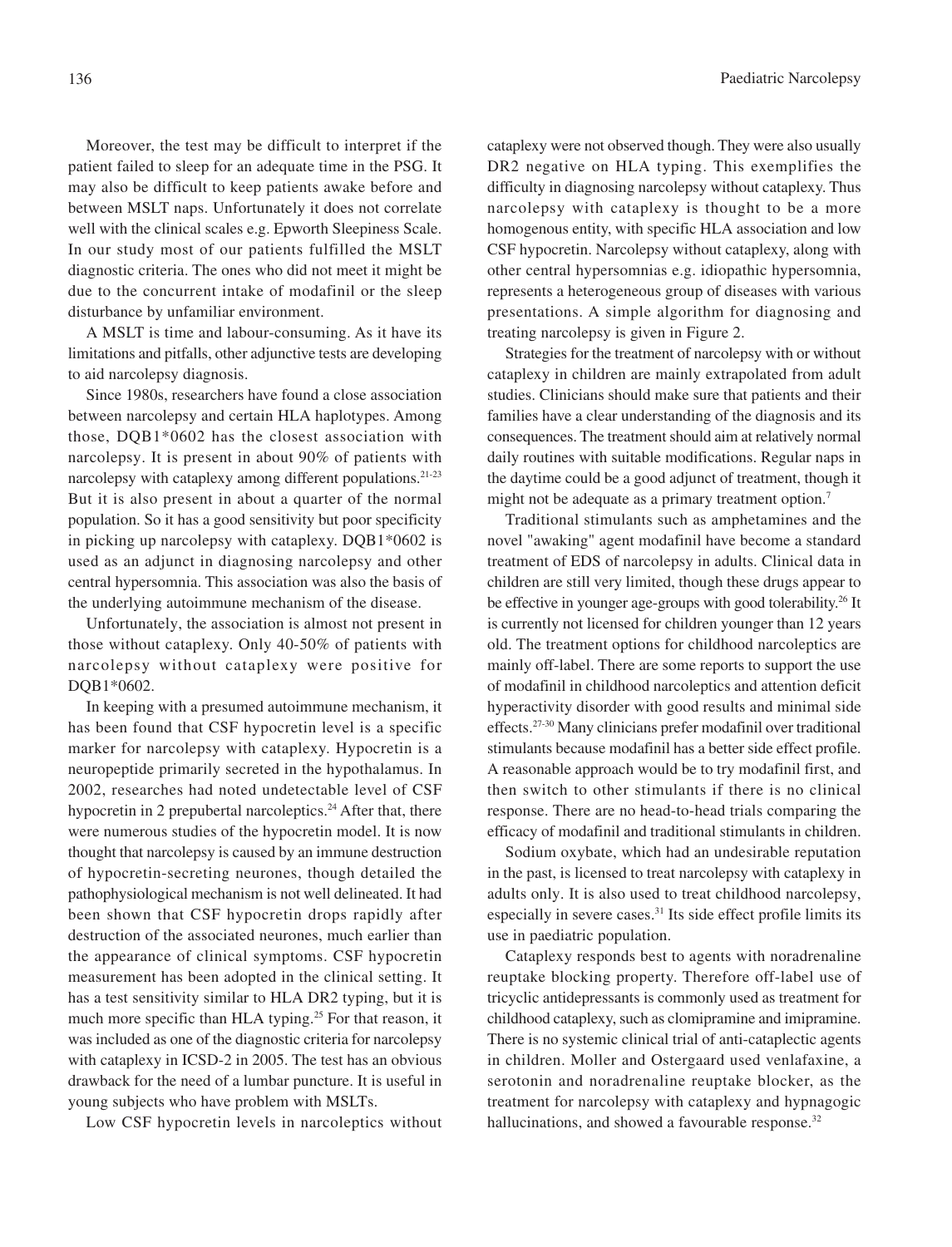Moreover, the test may be difficult to interpret if the patient failed to sleep for an adequate time in the PSG. It may also be difficult to keep patients awake before and between MSLT naps. Unfortunately it does not correlate well with the clinical scales e.g. Epworth Sleepiness Scale. In our study most of our patients fulfilled the MSLT diagnostic criteria. The ones who did not meet it might be due to the concurrent intake of modafinil or the sleep disturbance by unfamiliar environment.

A MSLT is time and labour-consuming. As it have its limitations and pitfalls, other adjunctive tests are developing to aid narcolepsy diagnosis.

Since 1980s, researchers have found a close association between narcolepsy and certain HLA haplotypes. Among those, DQB1*0602 has the closest association with narcolepsy. It is present in about 90% of patients with narcolepsy with cataplexy among different populations.[21-23] But it is also present in about a quarter of the normal population. So it has a good sensitivity but poor specificity in picking up narcolepsy with cataplexy. DQB1*0602 is used as an adjunct in diagnosing narcolepsy and other central hypersomnia. This association was also the basis of the underlying autoimmune mechanism of the disease.

Unfortunately, the association is almost not present in those without cataplexy. Only 40-50% of patients with narcolepsy without cataplexy were positive for DQB1*0602.

In keeping with a presumed autoimmune mechanism, it has been found that CSF hypocretin level is a specific marker for narcolepsy with cataplexy. Hypocretin is a neuropeptide primarily secreted in the hypothalamus. In 2002, researches had noted undetectable level of CSF hypocretin in 2 prepubertal narcoleptics.[24] After that, there were numerous studies of the hypocretin model. It is now thought that narcolepsy is caused by an immune destruction of hypocretin-secreting neurones, though detailed the pathophysiological mechanism is not well delineated. It had been shown that CSF hypocretin drops rapidly after destruction of the associated neurones, much earlier than the appearance of clinical symptoms. CSF hypocretin measurement has been adopted in the clinical setting. It has a test sensitivity similar to HLA DR2 typing, but it is much more specific than HLA typing.[25] For that reason, it was included as one of the diagnostic criteria for narcolepsy with cataplexy in ICSD-2 in 2005. The test has an obvious drawback for the need of a lumbar puncture. It is useful in young subjects who have problem with MSLTs.

Low CSF hypocretin levels in narcoleptics without cataplexy were not observed though. They were also usually DR2 negative on HLA typing. This exemplifies the difficulty in diagnosing narcolepsy without cataplexy. Thus narcolepsy with cataplexy is thought to be a more homogenous entity, with specific HLA association and low CSF hypocretin. Narcolepsy without cataplexy, along with other central hypersomnias e.g. idiopathic hypersomnia, represents a heterogeneous group of diseases with various presentations. A simple algorithm for diagnosing and treating narcolepsy is given in Figure 2.

Strategies for the treatment of narcolepsy with or without cataplexy in children are mainly extrapolated from adult studies. Clinicians should make sure that patients and their families have a clear understanding of the diagnosis and its consequences. The treatment should aim at relatively normal daily routines with suitable modifications. Regular naps in the daytime could be a good adjunct of treatment, though it might not be adequate as a primary treatment option.[7]

Traditional stimulants such as amphetamines and the novel "awaking" agent modafinil have become a standard treatment of EDS of narcolepsy in adults. Clinical data in children are still very limited, though these drugs appear to be effective in younger age-groups with good tolerability.[26] It is currently not licensed for children younger than 12 years old. The treatment options for childhood narcoleptics are mainly off-label. There are some reports to support the use of modafinil in childhood narcoleptics and attention deficit hyperactivity disorder with good results and minimal side effects.[27-30] Many clinicians prefer modafinil over traditional stimulants because modafinil has a better side effect profile. A reasonable approach would be to try modafinil first, and then switch to other stimulants if there is no clinical response. There are no head-to-head trials comparing the efficacy of modafinil and traditional stimulants in children.

Sodium oxybate, which had an undesirable reputation in the past, is licensed to treat narcolepsy with cataplexy in adults only. It is also used to treat childhood narcolepsy, especially in severe cases.[31] Its side effect profile limits its use in paediatric population.

Cataplexy responds best to agents with noradrenaline reuptake blocking property. Therefore off-label use of tricyclic antidepressants is commonly used as treatment for childhood cataplexy, such as clomipramine and imipramine. There is no systemic clinical trial of anti-cataplectic agents in children. Moller and Ostergaard used venlafaxine, a serotonin and noradrenaline reuptake blocker, as the treatment for narcolepsy with cataplexy and hypnagogic hallucinations, and showed a favourable response.[32]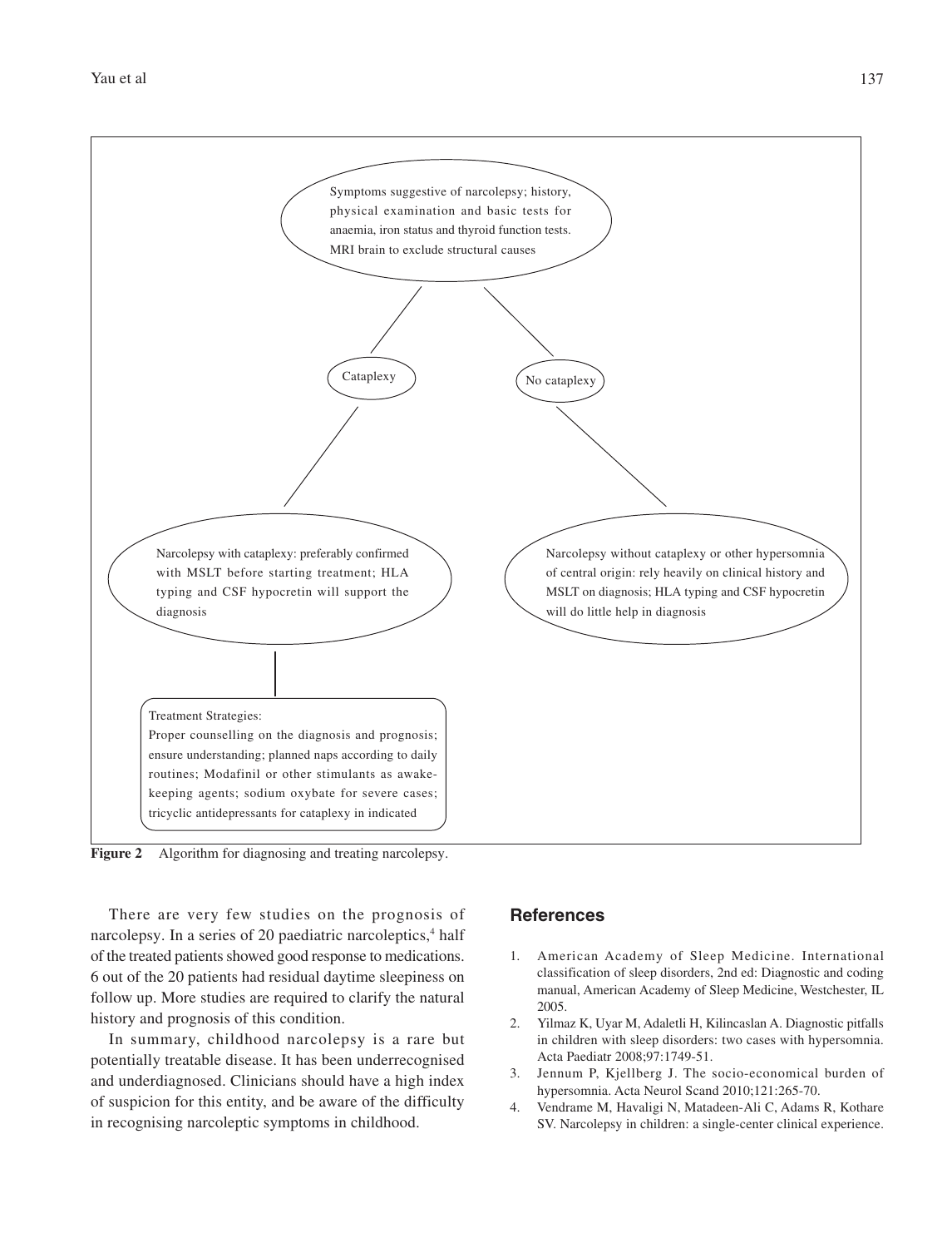Symptoms suggestive of narcolepsy; history, physical examination and basic tests for anaemia, iron status and thyroid function tests. MRI brain to exclude structural causes

Cataplexy

No cataplexy

Narcolepsy with cataplexy: preferably confirmed with MSLT before starting treatment; HLA typing and CSF hypocretin will support the diagnosis

Narcolepsy without cataplexy or other hypersomnia of central origin: rely heavily on clinical history and MSLT on diagnosis; HLA typing and CSF hypocretin will do little help in diagnosis

Treatment Strategies:
Proper counselling on the diagnosis and prognosis; ensure understanding; planned naps according to daily routines; Modafinil or other stimulants as awake-keeping agents; sodium oxybate for severe cases; tricyclic antidepressants for cataplexy in indicated

**Figure 2** Algorithm for diagnosing and treating narcolepsy.

There are very few studies on the prognosis of narcolepsy. In a series of 20 paediatric narcoleptics,[4] half of the treated patients showed good response to medications. 6 out of the 20 patients had residual daytime sleepiness on follow up. More studies are required to clarify the natural history and prognosis of this condition.

In summary, childhood narcolepsy is a rare but potentially treatable disease. It has been underrecognised and underdiagnosed. Clinicians should have a high index of suspicion for this entity, and be aware of the difficulty in recognising narcoleptic symptoms in childhood.

## References

1. American Academy of Sleep Medicine. International classification of sleep disorders, 2nd ed: Diagnostic and coding manual, American Academy of Sleep Medicine, Westchester, IL 2005.
2. Yilmaz K, Uyar M, Adaletli H, Kilincaslan A. Diagnostic pitfalls in children with sleep disorders: two cases with hypersomnia. Acta Paediatr 2008;97:1749-51.
3. Jennum P, Kjellberg J. The socio-economical burden of hypersomnia. Acta Neurol Scand 2010;121:265-70.
4. Vendrame M, Havaligi N, Matadeen-Ali C, Adams R, Kothare SV. Narcolepsy in children: a single-center clinical experience.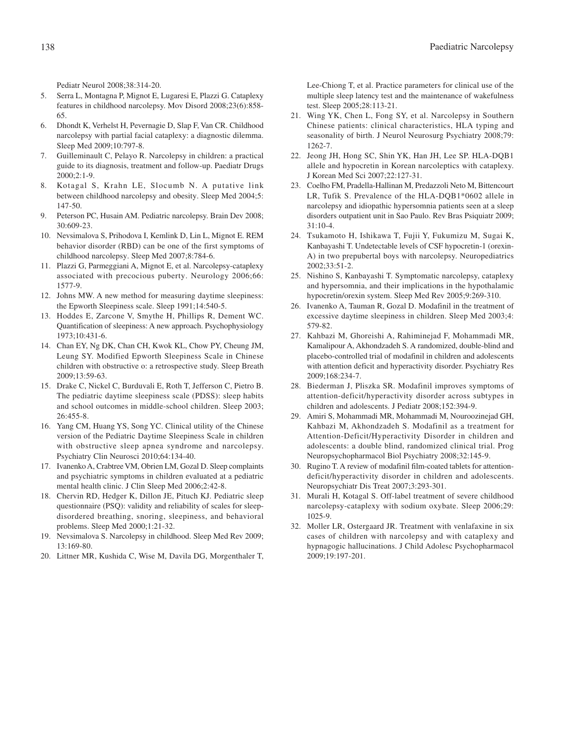Pediatr Neurol 2008;38:314-20.

5. Serra L, Montagna P, Mignot E, Lugaresi E, Plazzi G. Cataplexy features in childhood narcolepsy. Mov Disord 2008;23(6):858-65.
6. Dhondt K, Verhelst H, Pevernagie D, Slap F, Van CR. Childhood narcolepsy with partial facial cataplexy: a diagnostic dilemma. Sleep Med 2009;10:797-8.
7. Guilleminault C, Pelayo R. Narcolepsy in children: a practical guide to its diagnosis, treatment and follow-up. Paediatr Drugs 2000;2:1-9.
8. Kotagal S, Krahn LE, Slocumb N. A putative link between childhood narcolepsy and obesity. Sleep Med 2004;5: 147-50.
9. Peterson PC, Husain AM. Pediatric narcolepsy. Brain Dev 2008; 30:609-23.
10. Nevsimalova S, Prihodova I, Kemlink D, Lin L, Mignot E. REM behavior disorder (RBD) can be one of the first symptoms of childhood narcolepsy. Sleep Med 2007;8:784-6.
11. Plazzi G, Parmeggiani A, Mignot E, et al. Narcolepsy-cataplexy associated with precocious puberty. Neurology 2006;66: 1577-9.
12. Johns MW. A new method for measuring daytime sleepiness: the Epworth Sleepiness scale. Sleep 1991;14:540-5.
13. Hoddes E, Zarcone V, Smythe H, Phillips R, Dement WC. Quantification of sleepiness: A new approach. Psychophysiology 1973;10:431-6.
14. Chan EY, Ng DK, Chan CH, Kwok KL, Chow PY, Cheung JM, Leung SY. Modified Epworth Sleepiness Scale in Chinese children with obstructive o: a retrospective study. Sleep Breath 2009;13:59-63.
15. Drake C, Nickel C, Burduvali E, Roth T, Jefferson C, Pietro B. The pediatric daytime sleepiness scale (PDSS): sleep habits and school outcomes in middle-school children. Sleep 2003; 26:455-8.
16. Yang CM, Huang YS, Song YC. Clinical utility of the Chinese version of the Pediatric Daytime Sleepiness Scale in children with obstructive sleep apnea syndrome and narcolepsy. Psychiatry Clin Neurosci 2010;64:134-40.
17. Ivanenko A, Crabtree VM, Obrien LM, Gozal D. Sleep complaints and psychiatric symptoms in children evaluated at a pediatric mental health clinic. J Clin Sleep Med 2006;2:42-8.
18. Chervin RD, Hedger K, Dillon JE, Pituch KJ. Pediatric sleep questionnaire (PSQ): validity and reliability of scales for sleep-disordered breathing, snoring, sleepiness, and behavioral problems. Sleep Med 2000;1:21-32.
19. Nevsimalova S. Narcolepsy in childhood. Sleep Med Rev 2009; 13:169-80.
20. Littner MR, Kushida C, Wise M, Davila DG, Morgenthaler T, Lee-Chiong T, et al. Practice parameters for clinical use of the multiple sleep latency test and the maintenance of wakefulness test. Sleep 2005;28:113-21.
21. Wing YK, Chen L, Fong SY, et al. Narcolepsy in Southern Chinese patients: clinical characteristics, HLA typing and seasonality of birth. J Neurol Neurosurg Psychiatry 2008;79: 1262-7.
22. Jeong JH, Hong SC, Shin YK, Han JH, Lee SP. HLA-DQB1 allele and hypocretin in Korean narcoleptics with cataplexy. J Korean Med Sci 2007;22:127-31.
23. Coelho FM, Pradella-Hallinan M, Predazzoli Neto M, Bittencourt LR, Tufik S. Prevalence of the HLA-DQB1*0602 allele in narcolepsy and idiopathic hypersomnia patients seen at a sleep disorders outpatient unit in Sao Paulo. Rev Bras Psiquiatr 2009; 31:10-4.
24. Tsukamoto H, Ishikawa T, Fujii Y, Fukumizu M, Sugai K, Kanbayashi T. Undetectable levels of CSF hypocretin-1 (orexin-A) in two prepubertal boys with narcolepsy. Neuropediatrics 2002;33:51-2.
25. Nishino S, Kanbayashi T. Symptomatic narcolepsy, cataplexy and hypersomnia, and their implications in the hypothalamic hypocretin/orexin system. Sleep Med Rev 2005;9:269-310.
26. Ivanenko A, Tauman R, Gozal D. Modafinil in the treatment of excessive daytime sleepiness in children. Sleep Med 2003;4: 579-82.
27. Kahbazi M, Ghoreishi A, Rahiminejad F, Mohammadi MR, Kamalipour A, Akhondzadeh S. A randomized, double-blind and placebo-controlled trial of modafinil in children and adolescents with attention deficit and hyperactivity disorder. Psychiatry Res 2009;168:234-7.
28. Biederman J, Pliszka SR. Modafinil improves symptoms of attention-deficit/hyperactivity disorder across subtypes in children and adolescents. J Pediatr 2008;152:394-9.
29. Amiri S, Mohammadi MR, Mohammadi M, Nouroozinejad GH, Kahbazi M, Akhondzadeh S. Modafinil as a treatment for Attention-Deficit/Hyperactivity Disorder in children and adolescents: a double blind, randomized clinical trial. Prog Neuropsychopharmacol Biol Psychiatry 2008;32:145-9.
30. Rugino T. A review of modafinil film-coated tablets for attention-deficit/hyperactivity disorder in children and adolescents. Neuropsychiatr Dis Treat 2007;3:293-301.
31. Murali H, Kotagal S. Off-label treatment of severe childhood narcolepsy-cataplexy with sodium oxybate. Sleep 2006;29: 1025-9.
32. Moller LR, Ostergaard JR. Treatment with venlafaxine in six cases of children with narcolepsy and with cataplexy and hypnagogic hallucinations. J Child Adolesc Psychopharmacol 2009;19:197-201.